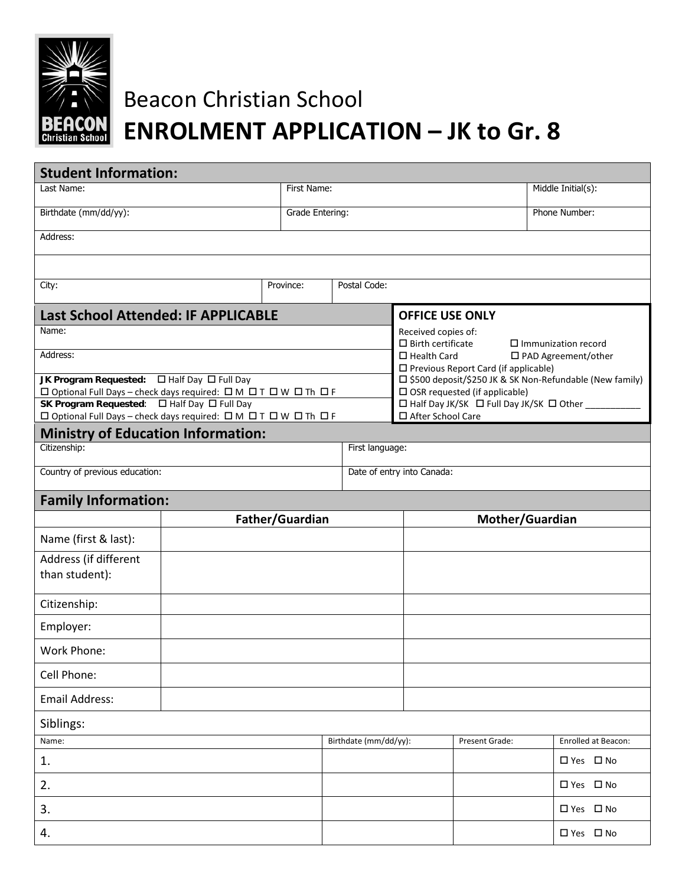# Beacon Christian School

# ENROLMENT APPLICATION – JK to Gr. 8

## Student Information:

| Last Name: | First Name: | Middle Initial(s): |
|---|---|---|
| Birthdate (mm/dd/yy): | Grade Entering: | Phone Number: |

| Address: |
|---|
| |

| City: | Province: | Postal Code: |
|---|---|---|

## Last School Attended: IF APPLICABLE

| |
|---|
| Name: |
| Address: |
| **JK Program Requested:** ☐ Half Day ☐ Full Day |
| ☐ Optional Full Days – check days required: ☐ M ☐ T ☐ W ☐ Th ☐ F |
| **SK Program Requested**: ☐ Half Day ☐ Full Day |
| ☐ Optional Full Days – check days required: ☐ M ☐ T ☐ W ☐ Th ☐ F |

### OFFICE USE ONLY

Received copies of:

- ☐ Birth certificate ☐ Immunization record
- ☐ Health Card ☐ PAD Agreement/other
- ☐ Previous Report Card (if applicable)
- ☐ $500 deposit/$250 JK & SK Non-Refundable (New family)
- ☐ OSR requested (if applicable)
- ☐ Half Day JK/SK ☐ Full Day JK/SK ☐ Other ___________
- ☐ After School Care

## Ministry of Education Information:

| Citizenship: | First language: |
|---|---|
| Country of previous education: | Date of entry into Canada: |

## Family Information:

| | Father/Guardian | Mother/Guardian |
|---|---|---|
| Name (first & last): | | |
| Address (if different than student): | | |
| Citizenship: | | |
| Employer: | | |
| Work Phone: | | |
| Cell Phone: | | |
| Email Address: | | |

Siblings:

| Name: | Birthdate (mm/dd/yy): | Present Grade: | Enrolled at Beacon: |
|---|---|---|---|
| 1. | | | ☐ Yes ☐ No |
| 2. | | | ☐ Yes ☐ No |
| 3. | | | ☐ Yes ☐ No |
| 4. | | | ☐ Yes ☐ No |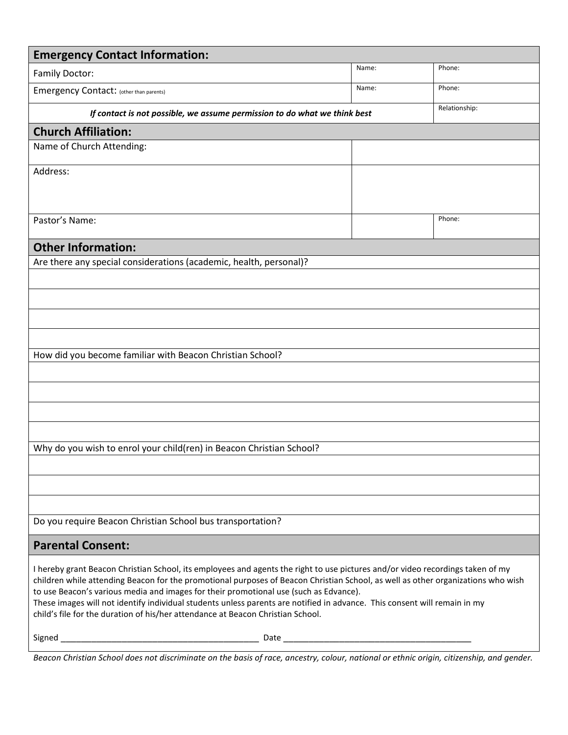## Emergency Contact Information:

| | | |
|---|---|---|
| Family Doctor: | Name: | Phone: |
| Emergency Contact: (other than parents) | Name: | Phone: |
| ***If contact is not possible, we assume permission to do what we think best*** | | Relationship: |

## Church Affiliation:

| | | |
|---|---|---|
| Name of Church Attending: | | |
| Address: | | |
| Pastor's Name: | | Phone: |

## Other Information:

Are there any special considerations (academic, health, personal)?

How did you become familiar with Beacon Christian School?

Why do you wish to enrol your child(ren) in Beacon Christian School?

Do you require Beacon Christian School bus transportation?

## Parental Consent:

I hereby grant Beacon Christian School, its employees and agents the right to use pictures and/or video recordings taken of my children while attending Beacon for the promotional purposes of Beacon Christian School, as well as other organizations who wish to use Beacon's various media and images for their promotional use (such as Edvance).
These images will not identify individual students unless parents are notified in advance. This consent will remain in my child's file for the duration of his/her attendance at Beacon Christian School.

Signed ___________________________________________ Date ________________________________________

*Beacon Christian School does not discriminate on the basis of race, ancestry, colour, national or ethnic origin, citizenship, and gender.*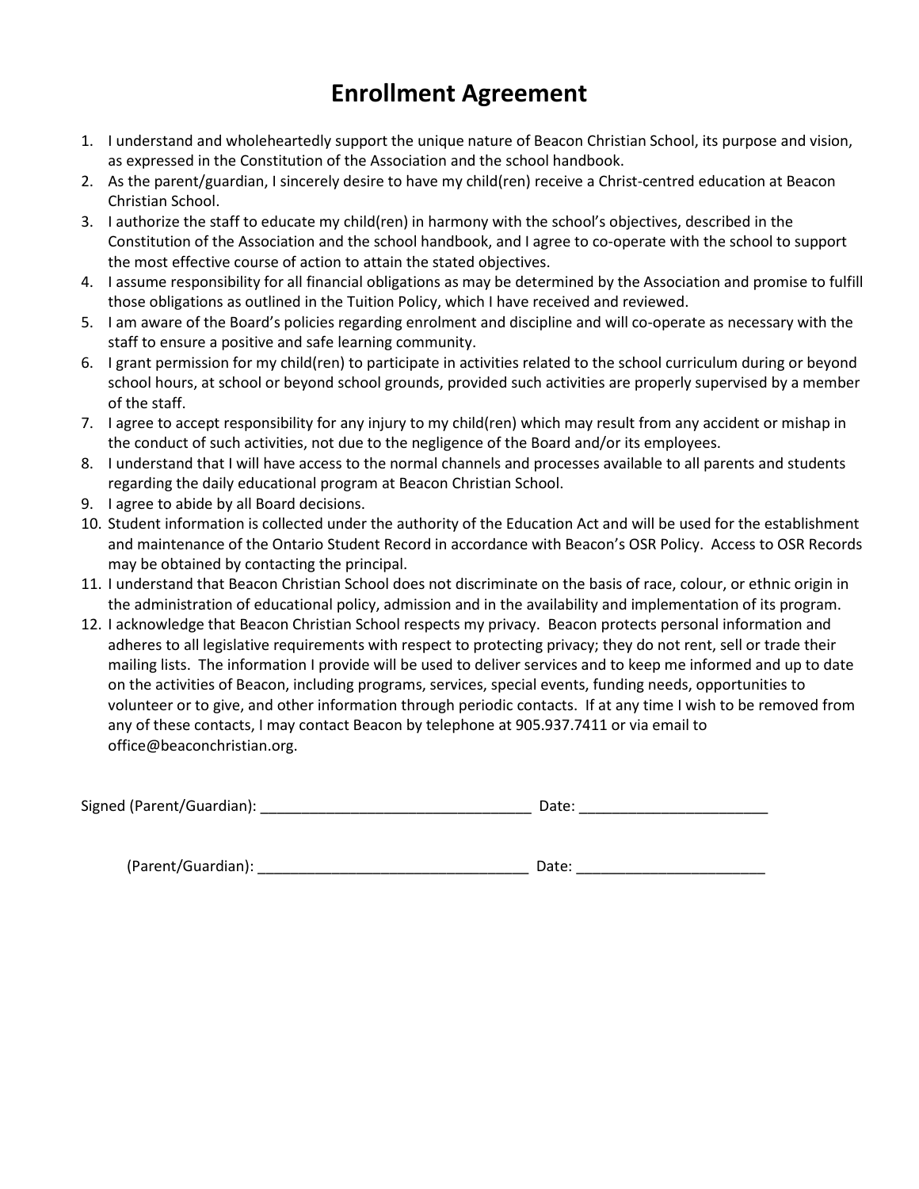# Enrollment Agreement

1. I understand and wholeheartedly support the unique nature of Beacon Christian School, its purpose and vision, as expressed in the Constitution of the Association and the school handbook.
2. As the parent/guardian, I sincerely desire to have my child(ren) receive a Christ-centred education at Beacon Christian School.
3. I authorize the staff to educate my child(ren) in harmony with the school's objectives, described in the Constitution of the Association and the school handbook, and I agree to co-operate with the school to support the most effective course of action to attain the stated objectives.
4. I assume responsibility for all financial obligations as may be determined by the Association and promise to fulfill those obligations as outlined in the Tuition Policy, which I have received and reviewed.
5. I am aware of the Board's policies regarding enrolment and discipline and will co-operate as necessary with the staff to ensure a positive and safe learning community.
6. I grant permission for my child(ren) to participate in activities related to the school curriculum during or beyond school hours, at school or beyond school grounds, provided such activities are properly supervised by a member of the staff.
7. I agree to accept responsibility for any injury to my child(ren) which may result from any accident or mishap in the conduct of such activities, not due to the negligence of the Board and/or its employees.
8. I understand that I will have access to the normal channels and processes available to all parents and students regarding the daily educational program at Beacon Christian School.
9. I agree to abide by all Board decisions.
10. Student information is collected under the authority of the Education Act and will be used for the establishment and maintenance of the Ontario Student Record in accordance with Beacon's OSR Policy. Access to OSR Records may be obtained by contacting the principal.
11. I understand that Beacon Christian School does not discriminate on the basis of race, colour, or ethnic origin in the administration of educational policy, admission and in the availability and implementation of its program.
12. I acknowledge that Beacon Christian School respects my privacy. Beacon protects personal information and adheres to all legislative requirements with respect to protecting privacy; they do not rent, sell or trade their mailing lists. The information I provide will be used to deliver services and to keep me informed and up to date on the activities of Beacon, including programs, services, special events, funding needs, opportunities to volunteer or to give, and other information through periodic contacts. If at any time I wish to be removed from any of these contacts, I may contact Beacon by telephone at 905.937.7411 or via email to office@beaconchristian.org.

Signed (Parent/Guardian): _________________________________ Date: ______________________

(Parent/Guardian): _________________________________ Date: ______________________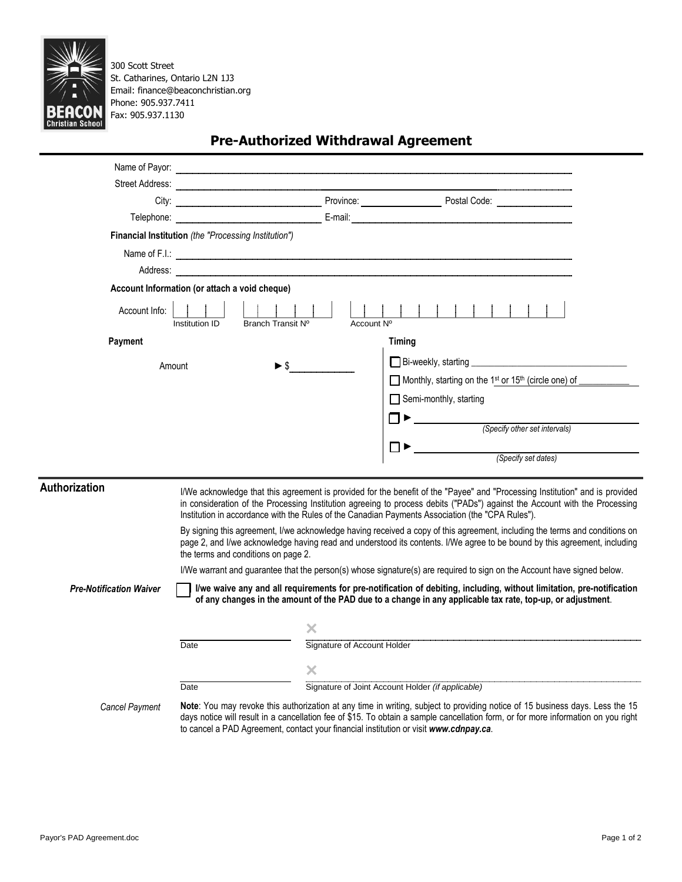**BEACON Christian School**

300 Scott Street
St. Catharines, Ontario L2N 1J3
Email: finance@beaconchristian.org
Phone: 905.937.7411
Fax: 905.937.1130

# Pre-Authorized Withdrawal Agreement

Name of Payor: ______________________________

Street Address: ______________________________

City: ______________ Province: ______________ Postal Code: ______________

Telephone: ______________ E-mail: ______________

**Financial Institution** *(the "Processing Institution")*

Name of F.I.: ______________________________

Address: ______________________________

**Account Information (or attach a void cheque)**

Account Info: | | | | Institution ID | | | | | | Branch Transit Nº | | | | | | | | | | | | | Account Nº

| **Payment** | **Timing** |
|---|---|
| Amount ► $ ______________ | ☐ Bi-weekly, starting ______________ |
| | ☐ Monthly, starting on the 1st or 15th (circle one) of ______________ |
| | ☐ Semi-monthly, starting |
| | ☐ ► ______________ *(Specify other set intervals)* |
| | ☐ ► ______________ *(Specify set dates)* |

## Authorization

I/We acknowledge that this agreement is provided for the benefit of the "Payee" and "Processing Institution" and is provided in consideration of the Processing Institution agreeing to process debits ("PADs") against the Account with the Processing Institution in accordance with the Rules of the Canadian Payments Association (the "CPA Rules").

By signing this agreement, I/we acknowledge having received a copy of this agreement, including the terms and conditions on page 2, and I/we acknowledge having read and understood its contents. I/We agree to be bound by this agreement, including the terms and conditions on page 2.

I/We warrant and guarantee that the person(s) whose signature(s) are required to sign on the Account have signed below.

*Pre-Notification Waiver*

☐ **I/we waive any and all requirements for pre-notification of debiting, including, without limitation, pre-notification of any changes in the amount of the PAD due to a change in any applicable tax rate, top-up, or adjustment**.

______________ ✕ ______________________________

Date Signature of Account Holder

______________ ✕ ______________________________

Date Signature of Joint Account Holder *(if applicable)*

*Cancel Payment*

**Note**: You may revoke this authorization at any time in writing, subject to providing notice of 15 business days. Less the 15 days notice will result in a cancellation fee of $15. To obtain a sample cancellation form, or for more information on you right to cancel a PAD Agreement, contact your financial institution or visit ***www.cdnpay.ca***.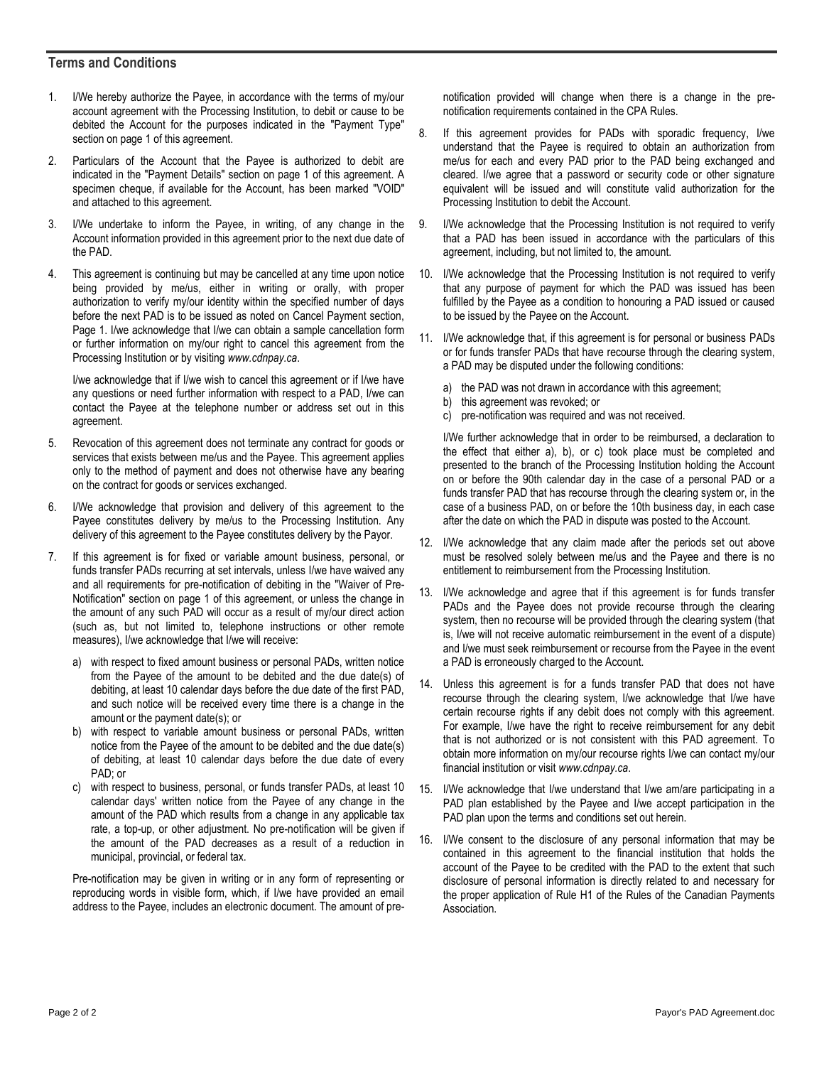## Terms and Conditions

1. I/We hereby authorize the Payee, in accordance with the terms of my/our account agreement with the Processing Institution, to debit or cause to be debited the Account for the purposes indicated in the "Payment Type" section on page 1 of this agreement.

2. Particulars of the Account that the Payee is authorized to debit are indicated in the "Payment Details" section on page 1 of this agreement. A specimen cheque, if available for the Account, has been marked "VOID" and attached to this agreement.

3. I/We undertake to inform the Payee, in writing, of any change in the Account information provided in this agreement prior to the next due date of the PAD.

4. This agreement is continuing but may be cancelled at any time upon notice being provided by me/us, either in writing or orally, with proper authorization to verify my/our identity within the specified number of days before the next PAD is to be issued as noted on Cancel Payment section, Page 1. I/we acknowledge that I/we can obtain a sample cancellation form or further information on my/our right to cancel this agreement from the Processing Institution or by visiting *www.cdnpay.ca*.

   I/we acknowledge that if I/we wish to cancel this agreement or if I/we have any questions or need further information with respect to a PAD, I/we can contact the Payee at the telephone number or address set out in this agreement.

5. Revocation of this agreement does not terminate any contract for goods or services that exists between me/us and the Payee. This agreement applies only to the method of payment and does not otherwise have any bearing on the contract for goods or services exchanged.

6. I/We acknowledge that provision and delivery of this agreement to the Payee constitutes delivery by me/us to the Processing Institution. Any delivery of this agreement to the Payee constitutes delivery by the Payor.

7. If this agreement is for fixed or variable amount business, personal, or funds transfer PADs recurring at set intervals, unless I/we have waived any and all requirements for pre-notification of debiting in the "Waiver of Pre-Notification" section on page 1 of this agreement, or unless the change in the amount of any such PAD will occur as a result of my/our direct action (such as, but not limited to, telephone instructions or other remote measures), I/we acknowledge that I/we will receive:

   a) with respect to fixed amount business or personal PADs, written notice from the Payee of the amount to be debited and the due date(s) of debiting, at least 10 calendar days before the due date of the first PAD, and such notice will be received every time there is a change in the amount or the payment date(s); or
   b) with respect to variable amount business or personal PADs, written notice from the Payee of the amount to be debited and the due date(s) of debiting, at least 10 calendar days before the due date of every PAD; or
   c) with respect to business, personal, or funds transfer PADs, at least 10 calendar days' written notice from the Payee of any change in the amount of the PAD which results from a change in any applicable tax rate, a top-up, or other adjustment. No pre-notification will be given if the amount of the PAD decreases as a result of a reduction in municipal, provincial, or federal tax.

   Pre-notification may be given in writing or in any form of representing or reproducing words in visible form, which, if I/we have provided an email address to the Payee, includes an electronic document. The amount of pre-notification provided will change when there is a change in the pre-notification requirements contained in the CPA Rules.

8. If this agreement provides for PADs with sporadic frequency, I/we understand that the Payee is required to obtain an authorization from me/us for each and every PAD prior to the PAD being exchanged and cleared. I/we agree that a password or security code or other signature equivalent will be issued and will constitute valid authorization for the Processing Institution to debit the Account.

9. I/We acknowledge that the Processing Institution is not required to verify that a PAD has been issued in accordance with the particulars of this agreement, including, but not limited to, the amount.

10. I/We acknowledge that the Processing Institution is not required to verify that any purpose of payment for which the PAD was issued has been fulfilled by the Payee as a condition to honouring a PAD issued or caused to be issued by the Payee on the Account.

11. I/We acknowledge that, if this agreement is for personal or business PADs or for funds transfer PADs that have recourse through the clearing system, a PAD may be disputed under the following conditions:

    a) the PAD was not drawn in accordance with this agreement;
    b) this agreement was revoked; or
    c) pre-notification was required and was not received.

    I/We further acknowledge that in order to be reimbursed, a declaration to the effect that either a), b), or c) took place must be completed and presented to the branch of the Processing Institution holding the Account on or before the 90th calendar day in the case of a personal PAD or a funds transfer PAD that has recourse through the clearing system or, in the case of a business PAD, on or before the 10th business day, in each case after the date on which the PAD in dispute was posted to the Account.

12. I/We acknowledge that any claim made after the periods set out above must be resolved solely between me/us and the Payee and there is no entitlement to reimbursement from the Processing Institution.

13. I/We acknowledge and agree that if this agreement is for funds transfer PADs and the Payee does not provide recourse through the clearing system, then no recourse will be provided through the clearing system (that is, I/we will not receive automatic reimbursement in the event of a dispute) and I/we must seek reimbursement or recourse from the Payee in the event a PAD is erroneously charged to the Account.

14. Unless this agreement is for a funds transfer PAD that does not have recourse through the clearing system, I/we acknowledge that I/we have certain recourse rights if any debit does not comply with this agreement. For example, I/we have the right to receive reimbursement for any debit that is not authorized or is not consistent with this PAD agreement. To obtain more information on my/our recourse rights I/we can contact my/our financial institution or visit *www.cdnpay.ca*.

15. I/We acknowledge that I/we understand that I/we am/are participating in a PAD plan established by the Payee and I/we accept participation in the PAD plan upon the terms and conditions set out herein.

16. I/We consent to the disclosure of any personal information that may be contained in this agreement to the financial institution that holds the account of the Payee to be credited with the PAD to the extent that such disclosure of personal information is directly related to and necessary for the proper application of Rule H1 of the Rules of the Canadian Payments Association.